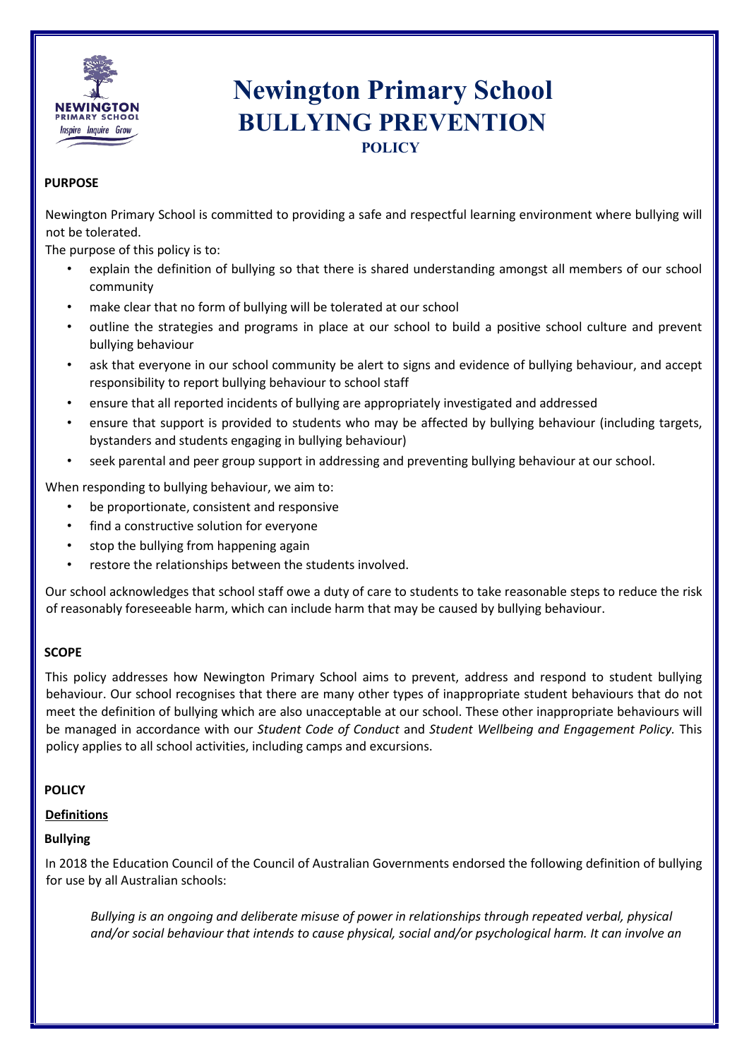# Newington Primary School BULLYING PREVENTION POLICY

**PURPOSE**

Newington Primary School is committed to providing a safe and respectful learning environment where bullying will not be tolerated.

The purpose of this policy is to:

- explain the definition of bullying so that there is shared understanding amongst all members of our school community
- make clear that no form of bullying will be tolerated at our school
- outline the strategies and programs in place at our school to build a positive school culture and prevent bullying behaviour
- ask that everyone in our school community be alert to signs and evidence of bullying behaviour, and accept responsibility to report bullying behaviour to school staff
- ensure that all reported incidents of bullying are appropriately investigated and addressed
- ensure that support is provided to students who may be affected by bullying behaviour (including targets, bystanders and students engaging in bullying behaviour)
- seek parental and peer group support in addressing and preventing bullying behaviour at our school.

When responding to bullying behaviour, we aim to:

- be proportionate, consistent and responsive
- find a constructive solution for everyone
- stop the bullying from happening again
- restore the relationships between the students involved.

Our school acknowledges that school staff owe a duty of care to students to take reasonable steps to reduce the risk of reasonably foreseeable harm, which can include harm that may be caused by bullying behaviour.

**SCOPE**

This policy addresses how Newington Primary School aims to prevent, address and respond to student bullying behaviour. Our school recognises that there are many other types of inappropriate student behaviours that do not meet the definition of bullying which are also unacceptable at our school. These other inappropriate behaviours will be managed in accordance with our *Student Code of Conduct* and *Student Wellbeing and Engagement Policy.* This policy applies to all school activities, including camps and excursions.

**POLICY**

**Definitions**

**Bullying**

In 2018 the Education Council of the Council of Australian Governments endorsed the following definition of bullying for use by all Australian schools:

> *Bullying is an ongoing and deliberate misuse of power in relationships through repeated verbal, physical and/or social behaviour that intends to cause physical, social and/or psychological harm. It can involve an*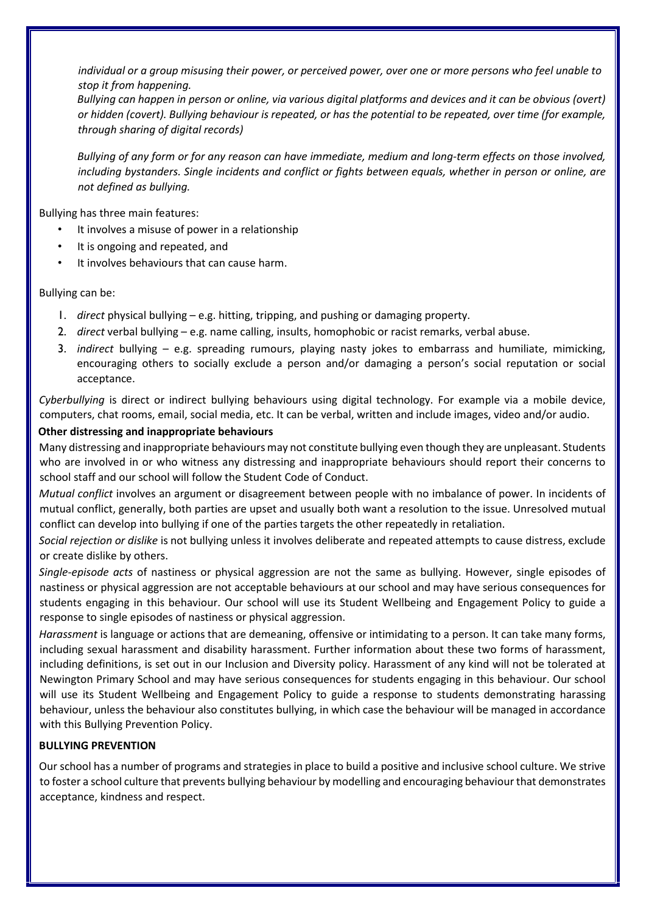*individual or a group misusing their power, or perceived power, over one or more persons who feel unable to stop it from happening.*

*Bullying can happen in person or online, via various digital platforms and devices and it can be obvious (overt) or hidden (covert). Bullying behaviour is repeated, or has the potential to be repeated, over time (for example, through sharing of digital records)*

*Bullying of any form or for any reason can have immediate, medium and long-term effects on those involved, including bystanders. Single incidents and conflict or fights between equals, whether in person or online, are not defined as bullying.*

Bullying has three main features:

- It involves a misuse of power in a relationship
- It is ongoing and repeated, and
- It involves behaviours that can cause harm.

Bullying can be:

1. *direct* physical bullying – e.g. hitting, tripping, and pushing or damaging property.
2. *direct* verbal bullying – e.g. name calling, insults, homophobic or racist remarks, verbal abuse.
3. *indirect* bullying – e.g. spreading rumours, playing nasty jokes to embarrass and humiliate, mimicking, encouraging others to socially exclude a person and/or damaging a person's social reputation or social acceptance.

*Cyberbullying* is direct or indirect bullying behaviours using digital technology. For example via a mobile device, computers, chat rooms, email, social media, etc. It can be verbal, written and include images, video and/or audio.

**Other distressing and inappropriate behaviours**

Many distressing and inappropriate behaviours may not constitute bullying even though they are unpleasant. Students who are involved in or who witness any distressing and inappropriate behaviours should report their concerns to school staff and our school will follow the Student Code of Conduct.

*Mutual conflict* involves an argument or disagreement between people with no imbalance of power. In incidents of mutual conflict, generally, both parties are upset and usually both want a resolution to the issue. Unresolved mutual conflict can develop into bullying if one of the parties targets the other repeatedly in retaliation.

*Social rejection or dislike* is not bullying unless it involves deliberate and repeated attempts to cause distress, exclude or create dislike by others.

*Single-episode acts* of nastiness or physical aggression are not the same as bullying. However, single episodes of nastiness or physical aggression are not acceptable behaviours at our school and may have serious consequences for students engaging in this behaviour. Our school will use its Student Wellbeing and Engagement Policy to guide a response to single episodes of nastiness or physical aggression.

*Harassment* is language or actions that are demeaning, offensive or intimidating to a person. It can take many forms, including sexual harassment and disability harassment. Further information about these two forms of harassment, including definitions, is set out in our Inclusion and Diversity policy. Harassment of any kind will not be tolerated at Newington Primary School and may have serious consequences for students engaging in this behaviour. Our school will use its Student Wellbeing and Engagement Policy to guide a response to students demonstrating harassing behaviour, unless the behaviour also constitutes bullying, in which case the behaviour will be managed in accordance with this Bullying Prevention Policy.

**BULLYING PREVENTION**

Our school has a number of programs and strategies in place to build a positive and inclusive school culture. We strive to foster a school culture that prevents bullying behaviour by modelling and encouraging behaviour that demonstrates acceptance, kindness and respect.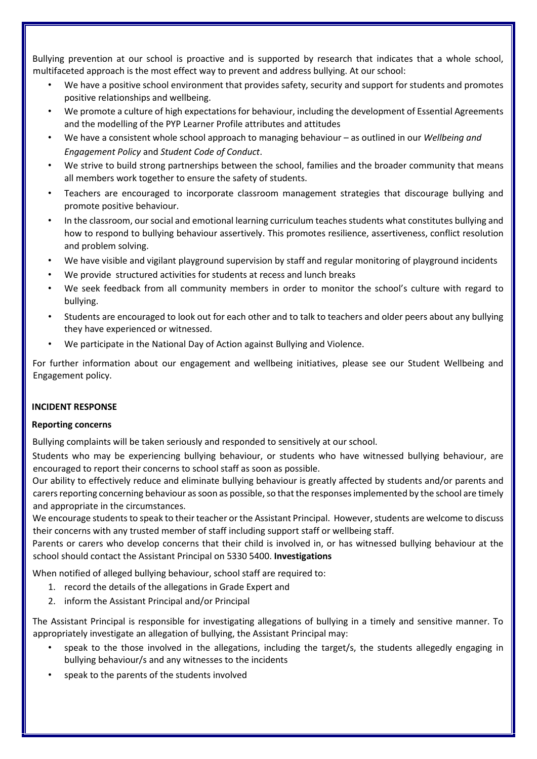Bullying prevention at our school is proactive and is supported by research that indicates that a whole school, multifaceted approach is the most effect way to prevent and address bullying. At our school:

- We have a positive school environment that provides safety, security and support for students and promotes positive relationships and wellbeing.
- We promote a culture of high expectations for behaviour, including the development of Essential Agreements and the modelling of the PYP Learner Profile attributes and attitudes
- We have a consistent whole school approach to managing behaviour – as outlined in our *Wellbeing and Engagement Policy* and *Student Code of Conduct*.
- We strive to build strong partnerships between the school, families and the broader community that means all members work together to ensure the safety of students.
- Teachers are encouraged to incorporate classroom management strategies that discourage bullying and promote positive behaviour.
- In the classroom, our social and emotional learning curriculum teaches students what constitutes bullying and how to respond to bullying behaviour assertively. This promotes resilience, assertiveness, conflict resolution and problem solving.
- We have visible and vigilant playground supervision by staff and regular monitoring of playground incidents
- We provide structured activities for students at recess and lunch breaks
- We seek feedback from all community members in order to monitor the school's culture with regard to bullying.
- Students are encouraged to look out for each other and to talk to teachers and older peers about any bullying they have experienced or witnessed.
- We participate in the National Day of Action against Bullying and Violence.

For further information about our engagement and wellbeing initiatives, please see our Student Wellbeing and Engagement policy.

## INCIDENT RESPONSE

### Reporting concerns

Bullying complaints will be taken seriously and responded to sensitively at our school.

Students who may be experiencing bullying behaviour, or students who have witnessed bullying behaviour, are encouraged to report their concerns to school staff as soon as possible.

Our ability to effectively reduce and eliminate bullying behaviour is greatly affected by students and/or parents and carers reporting concerning behaviour as soon as possible, so that the responses implemented by the school are timely and appropriate in the circumstances.

We encourage students to speak to their teacher or the Assistant Principal. However, students are welcome to discuss their concerns with any trusted member of staff including support staff or wellbeing staff.

Parents or carers who develop concerns that their child is involved in, or has witnessed bullying behaviour at the school should contact the Assistant Principal on 5330 5400. **Investigations**

When notified of alleged bullying behaviour, school staff are required to:

1. record the details of the allegations in Grade Expert and
2. inform the Assistant Principal and/or Principal

The Assistant Principal is responsible for investigating allegations of bullying in a timely and sensitive manner. To appropriately investigate an allegation of bullying, the Assistant Principal may:

- speak to the those involved in the allegations, including the target/s, the students allegedly engaging in bullying behaviour/s and any witnesses to the incidents
- speak to the parents of the students involved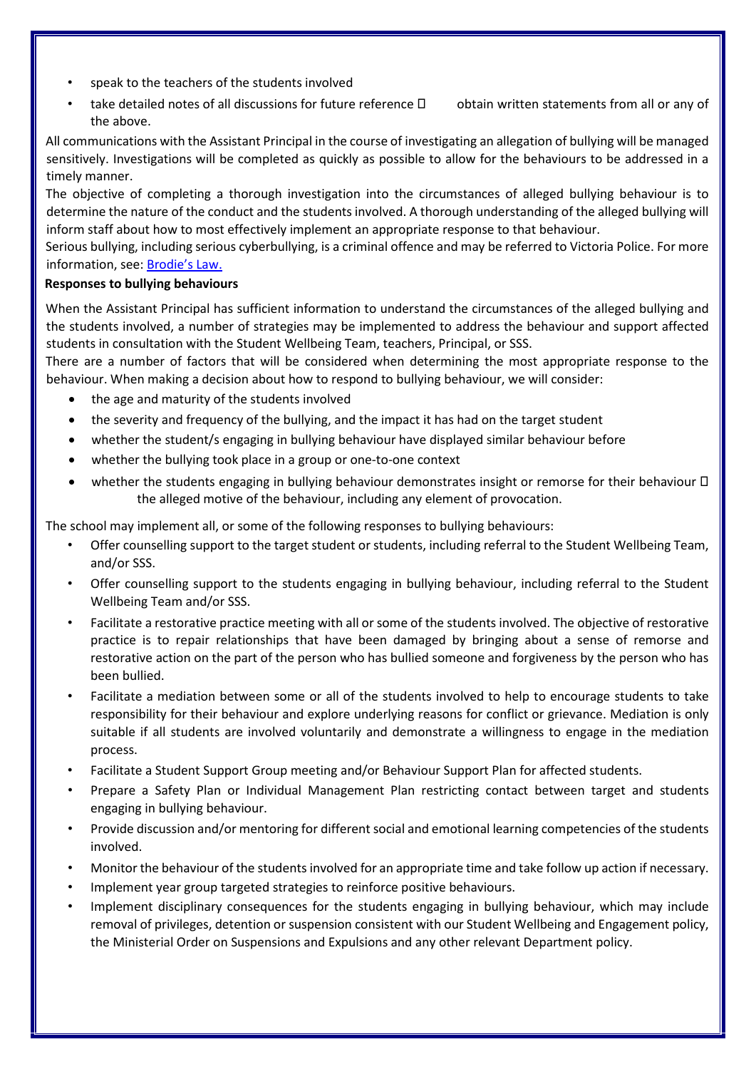- speak to the teachers of the students involved
- take detailed notes of all discussions for future reference  obtain written statements from all or any of the above.

All communications with the Assistant Principal in the course of investigating an allegation of bullying will be managed sensitively. Investigations will be completed as quickly as possible to allow for the behaviours to be addressed in a timely manner.

The objective of completing a thorough investigation into the circumstances of alleged bullying behaviour is to determine the nature of the conduct and the students involved. A thorough understanding of the alleged bullying will inform staff about how to most effectively implement an appropriate response to that behaviour.

Serious bullying, including serious cyberbullying, is a criminal offence and may be referred to Victoria Police. For more information, see: Brodie's Law.

**Responses to bullying behaviours**

When the Assistant Principal has sufficient information to understand the circumstances of the alleged bullying and the students involved, a number of strategies may be implemented to address the behaviour and support affected students in consultation with the Student Wellbeing Team, teachers, Principal, or SSS.

There are a number of factors that will be considered when determining the most appropriate response to the behaviour. When making a decision about how to respond to bullying behaviour, we will consider:

- the age and maturity of the students involved
- the severity and frequency of the bullying, and the impact it has had on the target student
- whether the student/s engaging in bullying behaviour have displayed similar behaviour before
- whether the bullying took place in a group or one-to-one context
- whether the students engaging in bullying behaviour demonstrates insight or remorse for their behaviour  the alleged motive of the behaviour, including any element of provocation.

The school may implement all, or some of the following responses to bullying behaviours:

- Offer counselling support to the target student or students, including referral to the Student Wellbeing Team, and/or SSS.
- Offer counselling support to the students engaging in bullying behaviour, including referral to the Student Wellbeing Team and/or SSS.
- Facilitate a restorative practice meeting with all or some of the students involved. The objective of restorative practice is to repair relationships that have been damaged by bringing about a sense of remorse and restorative action on the part of the person who has bullied someone and forgiveness by the person who has been bullied.
- Facilitate a mediation between some or all of the students involved to help to encourage students to take responsibility for their behaviour and explore underlying reasons for conflict or grievance. Mediation is only suitable if all students are involved voluntarily and demonstrate a willingness to engage in the mediation process.
- Facilitate a Student Support Group meeting and/or Behaviour Support Plan for affected students.
- Prepare a Safety Plan or Individual Management Plan restricting contact between target and students engaging in bullying behaviour.
- Provide discussion and/or mentoring for different social and emotional learning competencies of the students involved.
- Monitor the behaviour of the students involved for an appropriate time and take follow up action if necessary.
- Implement year group targeted strategies to reinforce positive behaviours.
- Implement disciplinary consequences for the students engaging in bullying behaviour, which may include removal of privileges, detention or suspension consistent with our Student Wellbeing and Engagement policy, the Ministerial Order on Suspensions and Expulsions and any other relevant Department policy.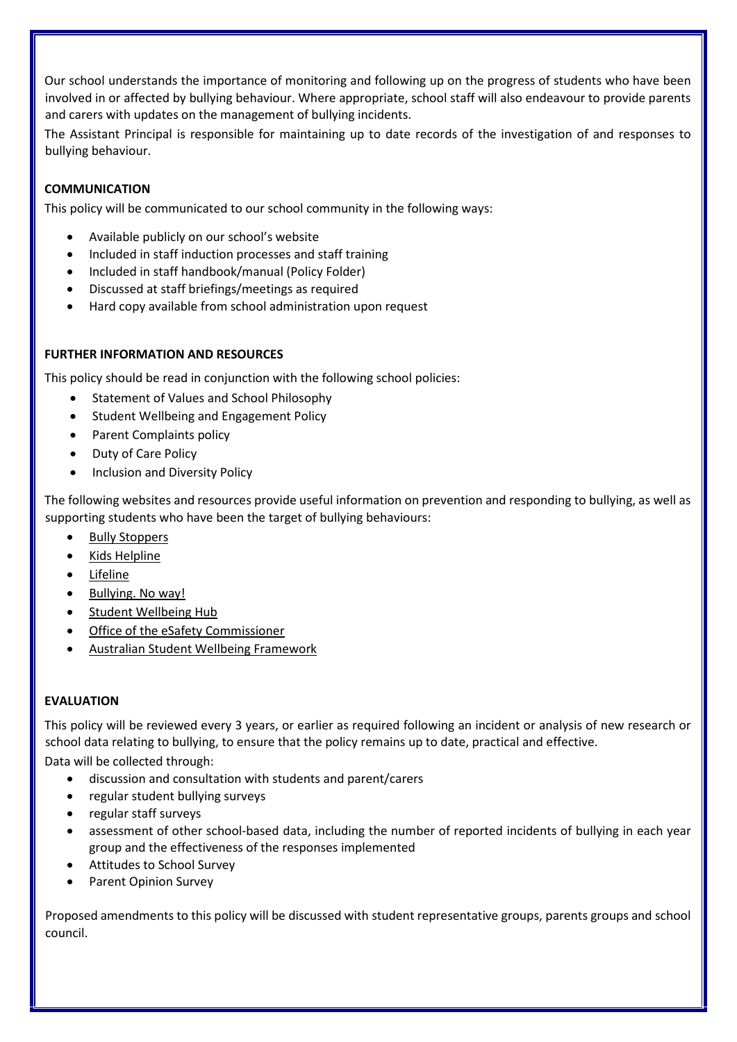Our school understands the importance of monitoring and following up on the progress of students who have been involved in or affected by bullying behaviour. Where appropriate, school staff will also endeavour to provide parents and carers with updates on the management of bullying incidents.

The Assistant Principal is responsible for maintaining up to date records of the investigation of and responses to bullying behaviour.

## COMMUNICATION

This policy will be communicated to our school community in the following ways:

- Available publicly on our school's website
- Included in staff induction processes and staff training
- Included in staff handbook/manual (Policy Folder)
- Discussed at staff briefings/meetings as required
- Hard copy available from school administration upon request

## FURTHER INFORMATION AND RESOURCES

This policy should be read in conjunction with the following school policies:

- Statement of Values and School Philosophy
- Student Wellbeing and Engagement Policy
- Parent Complaints policy
- Duty of Care Policy
- Inclusion and Diversity Policy

The following websites and resources provide useful information on prevention and responding to bullying, as well as supporting students who have been the target of bullying behaviours:

- Bully Stoppers
- Kids Helpline
- Lifeline
- Bullying. No way!
- Student Wellbeing Hub
- Office of the eSafety Commissioner
- Australian Student Wellbeing Framework

## EVALUATION

This policy will be reviewed every 3 years, or earlier as required following an incident or analysis of new research or school data relating to bullying, to ensure that the policy remains up to date, practical and effective.

Data will be collected through:

- discussion and consultation with students and parent/carers
- regular student bullying surveys
- regular staff surveys
- assessment of other school-based data, including the number of reported incidents of bullying in each year group and the effectiveness of the responses implemented
- Attitudes to School Survey
- Parent Opinion Survey

Proposed amendments to this policy will be discussed with student representative groups, parents groups and school council.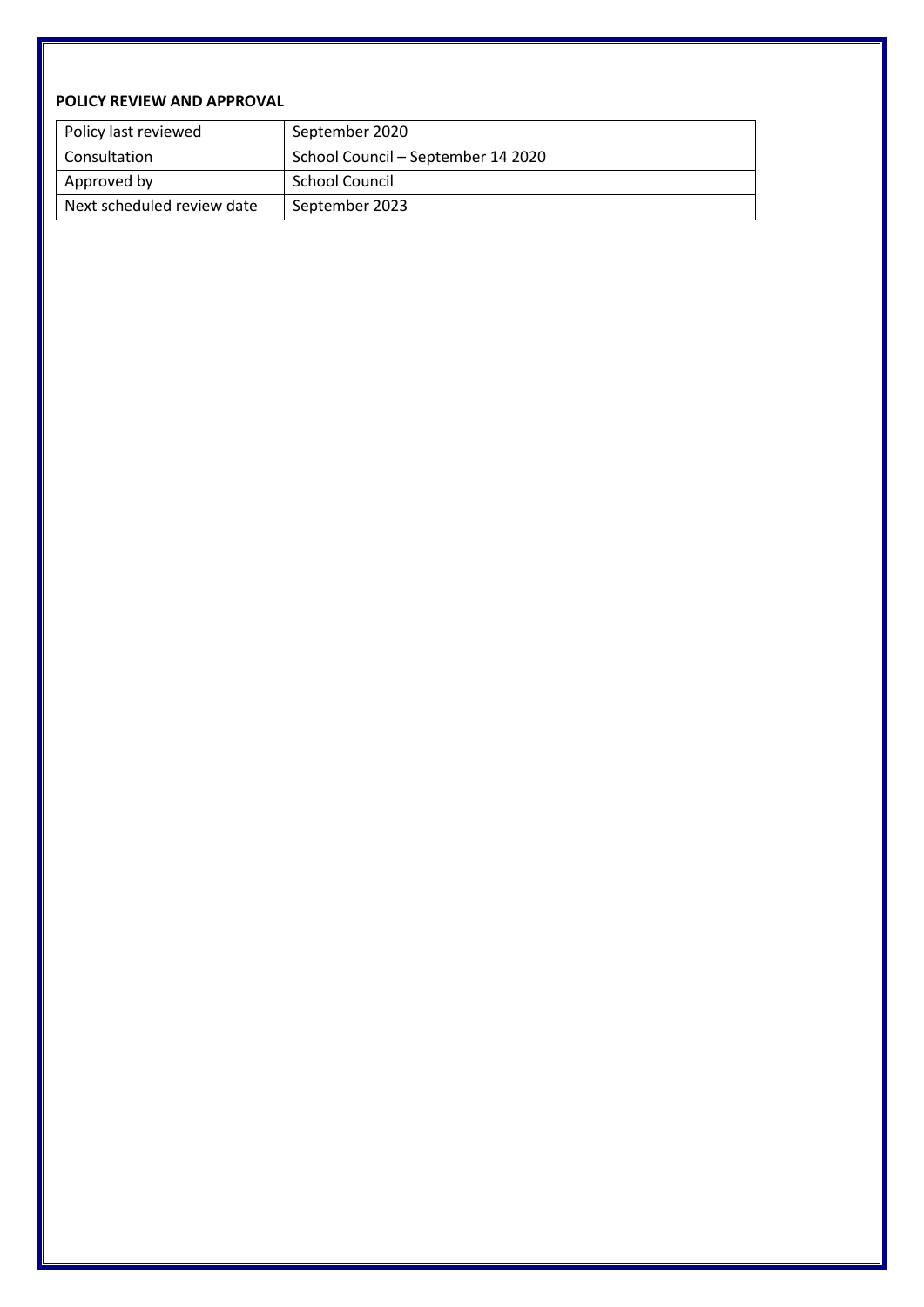**POLICY REVIEW AND APPROVAL**

| | |
|---|---|
| Policy last reviewed | September 2020 |
| Consultation | School Council – September 14 2020 |
| Approved by | School Council |
| Next scheduled review date | September 2023 |